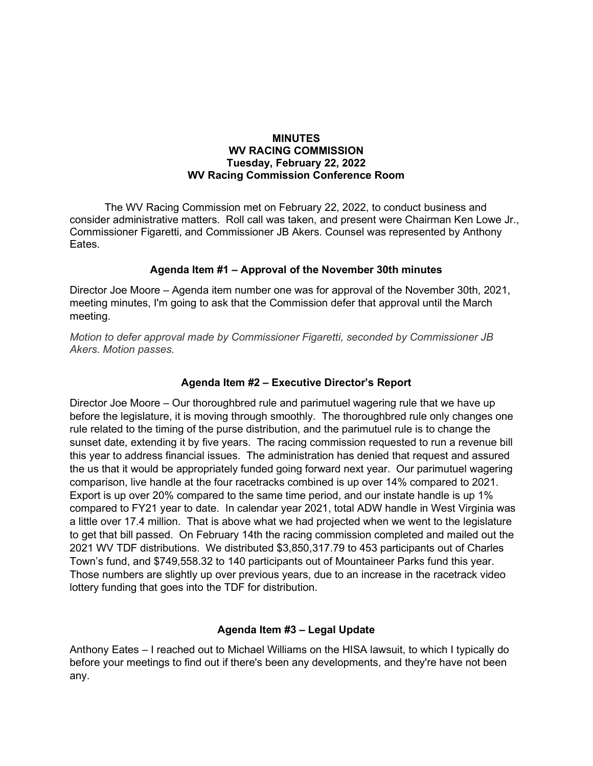**MINUTES**
**WV RACING COMMISSION**
**Tuesday, February 22, 2022**
**WV Racing Commission Conference Room**

The WV Racing Commission met on February 22, 2022, to conduct business and consider administrative matters. Roll call was taken, and present were Chairman Ken Lowe Jr., Commissioner Figaretti, and Commissioner JB Akers. Counsel was represented by Anthony Eates.

### Agenda Item #1 – Approval of the November 30th minutes

Director Joe Moore – Agenda item number one was for approval of the November 30th, 2021, meeting minutes, I'm going to ask that the Commission defer that approval until the March meeting.

*Motion to defer approval made by Commissioner Figaretti, seconded by Commissioner JB Akers. Motion passes.*

### Agenda Item #2 – Executive Director's Report

Director Joe Moore – Our thoroughbred rule and parimutuel wagering rule that we have up before the legislature, it is moving through smoothly. The thoroughbred rule only changes one rule related to the timing of the purse distribution, and the parimutuel rule is to change the sunset date, extending it by five years. The racing commission requested to run a revenue bill this year to address financial issues. The administration has denied that request and assured the us that it would be appropriately funded going forward next year. Our parimutuel wagering comparison, live handle at the four racetracks combined is up over 14% compared to 2021. Export is up over 20% compared to the same time period, and our instate handle is up 1% compared to FY21 year to date. In calendar year 2021, total ADW handle in West Virginia was a little over 17.4 million. That is above what we had projected when we went to the legislature to get that bill passed. On February 14th the racing commission completed and mailed out the 2021 WV TDF distributions. We distributed $3,850,317.79 to 453 participants out of Charles Town's fund, and $749,558.32 to 140 participants out of Mountaineer Parks fund this year. Those numbers are slightly up over previous years, due to an increase in the racetrack video lottery funding that goes into the TDF for distribution.

### Agenda Item #3 – Legal Update

Anthony Eates – I reached out to Michael Williams on the HISA lawsuit, to which I typically do before your meetings to find out if there's been any developments, and they're have not been any.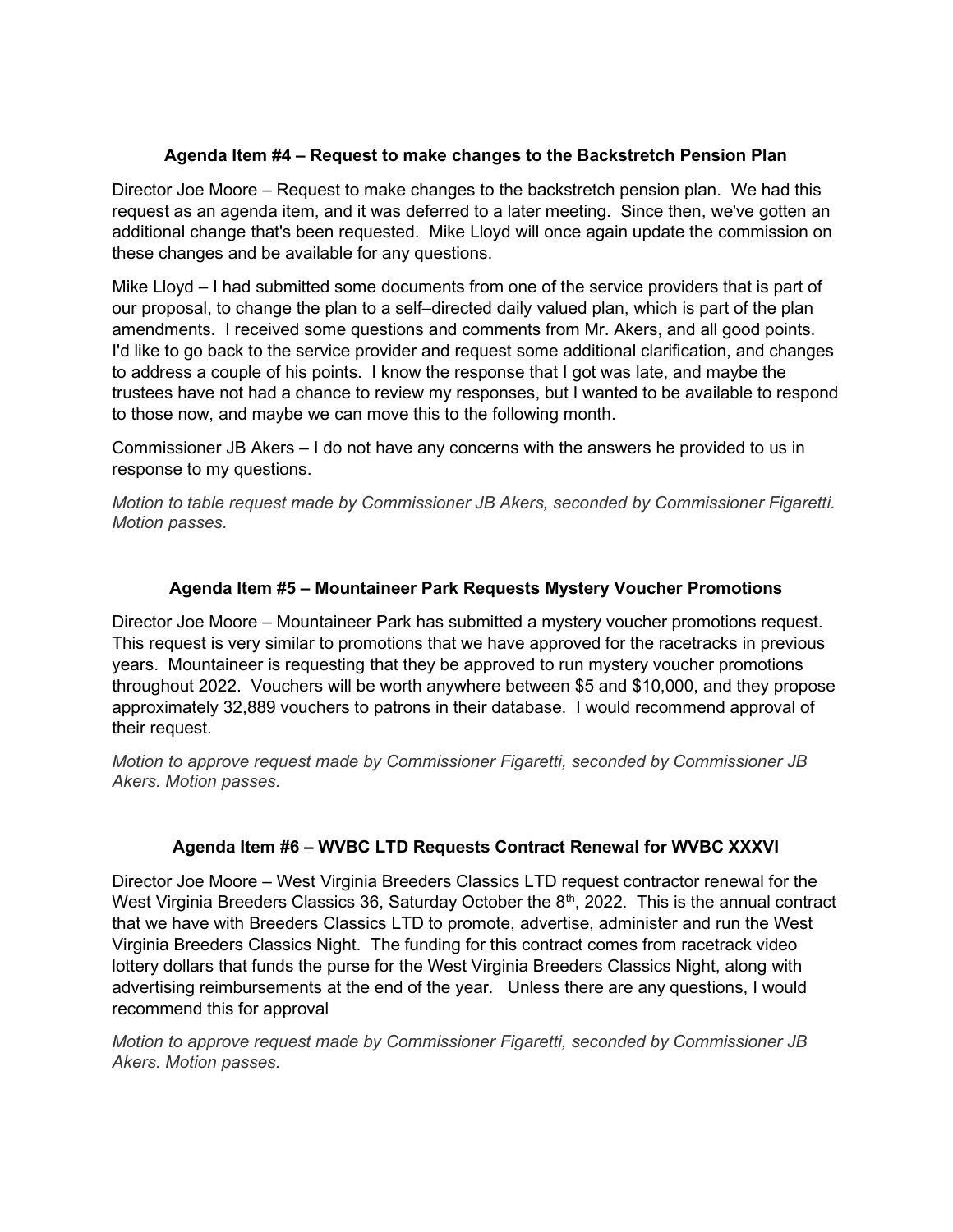### Agenda Item #4 – Request to make changes to the Backstretch Pension Plan

Director Joe Moore – Request to make changes to the backstretch pension plan. We had this request as an agenda item, and it was deferred to a later meeting. Since then, we've gotten an additional change that's been requested. Mike Lloyd will once again update the commission on these changes and be available for any questions.

Mike Lloyd – I had submitted some documents from one of the service providers that is part of our proposal, to change the plan to a self–directed daily valued plan, which is part of the plan amendments. I received some questions and comments from Mr. Akers, and all good points. I'd like to go back to the service provider and request some additional clarification, and changes to address a couple of his points. I know the response that I got was late, and maybe the trustees have not had a chance to review my responses, but I wanted to be available to respond to those now, and maybe we can move this to the following month.

Commissioner JB Akers – I do not have any concerns with the answers he provided to us in response to my questions.

*Motion to table request made by Commissioner JB Akers, seconded by Commissioner Figaretti. Motion passes.*

### Agenda Item #5 – Mountaineer Park Requests Mystery Voucher Promotions

Director Joe Moore – Mountaineer Park has submitted a mystery voucher promotions request. This request is very similar to promotions that we have approved for the racetracks in previous years. Mountaineer is requesting that they be approved to run mystery voucher promotions throughout 2022. Vouchers will be worth anywhere between $5 and $10,000, and they propose approximately 32,889 vouchers to patrons in their database. I would recommend approval of their request.

*Motion to approve request made by Commissioner Figaretti, seconded by Commissioner JB Akers. Motion passes.*

### Agenda Item #6 – WVBC LTD Requests Contract Renewal for WVBC XXXVI

Director Joe Moore – West Virginia Breeders Classics LTD request contractor renewal for the West Virginia Breeders Classics 36, Saturday October the 8th, 2022. This is the annual contract that we have with Breeders Classics LTD to promote, advertise, administer and run the West Virginia Breeders Classics Night. The funding for this contract comes from racetrack video lottery dollars that funds the purse for the West Virginia Breeders Classics Night, along with advertising reimbursements at the end of the year. Unless there are any questions, I would recommend this for approval

*Motion to approve request made by Commissioner Figaretti, seconded by Commissioner JB Akers. Motion passes.*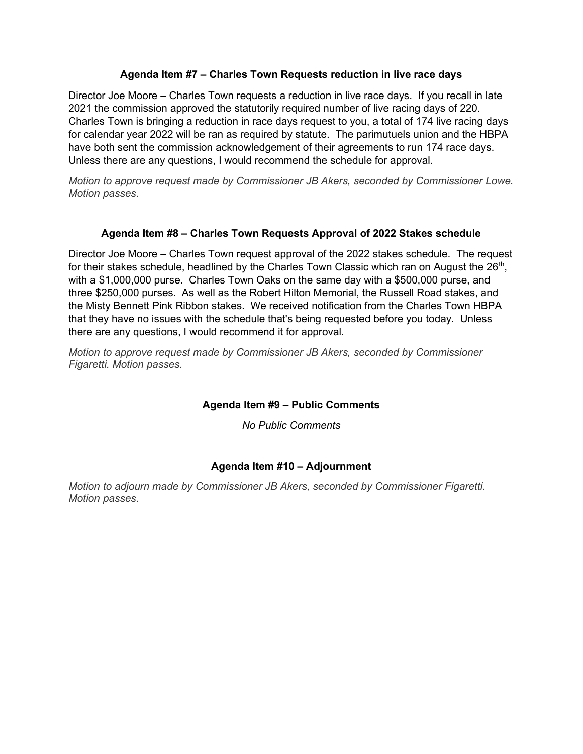### Agenda Item #7 – Charles Town Requests reduction in live race days

Director Joe Moore – Charles Town requests a reduction in live race days. If you recall in late 2021 the commission approved the statutorily required number of live racing days of 220. Charles Town is bringing a reduction in race days request to you, a total of 174 live racing days for calendar year 2022 will be ran as required by statute. The parimutuels union and the HBPA have both sent the commission acknowledgement of their agreements to run 174 race days. Unless there are any questions, I would recommend the schedule for approval.

*Motion to approve request made by Commissioner JB Akers, seconded by Commissioner Lowe. Motion passes.*

### Agenda Item #8 – Charles Town Requests Approval of 2022 Stakes schedule

Director Joe Moore – Charles Town request approval of the 2022 stakes schedule. The request for their stakes schedule, headlined by the Charles Town Classic which ran on August the 26th, with a $1,000,000 purse. Charles Town Oaks on the same day with a $500,000 purse, and three $250,000 purses. As well as the Robert Hilton Memorial, the Russell Road stakes, and the Misty Bennett Pink Ribbon stakes. We received notification from the Charles Town HBPA that they have no issues with the schedule that's being requested before you today. Unless there are any questions, I would recommend it for approval.

*Motion to approve request made by Commissioner JB Akers, seconded by Commissioner Figaretti. Motion passes.*

### Agenda Item #9 – Public Comments

*No Public Comments*

### Agenda Item #10 – Adjournment

*Motion to adjourn made by Commissioner JB Akers, seconded by Commissioner Figaretti. Motion passes.*